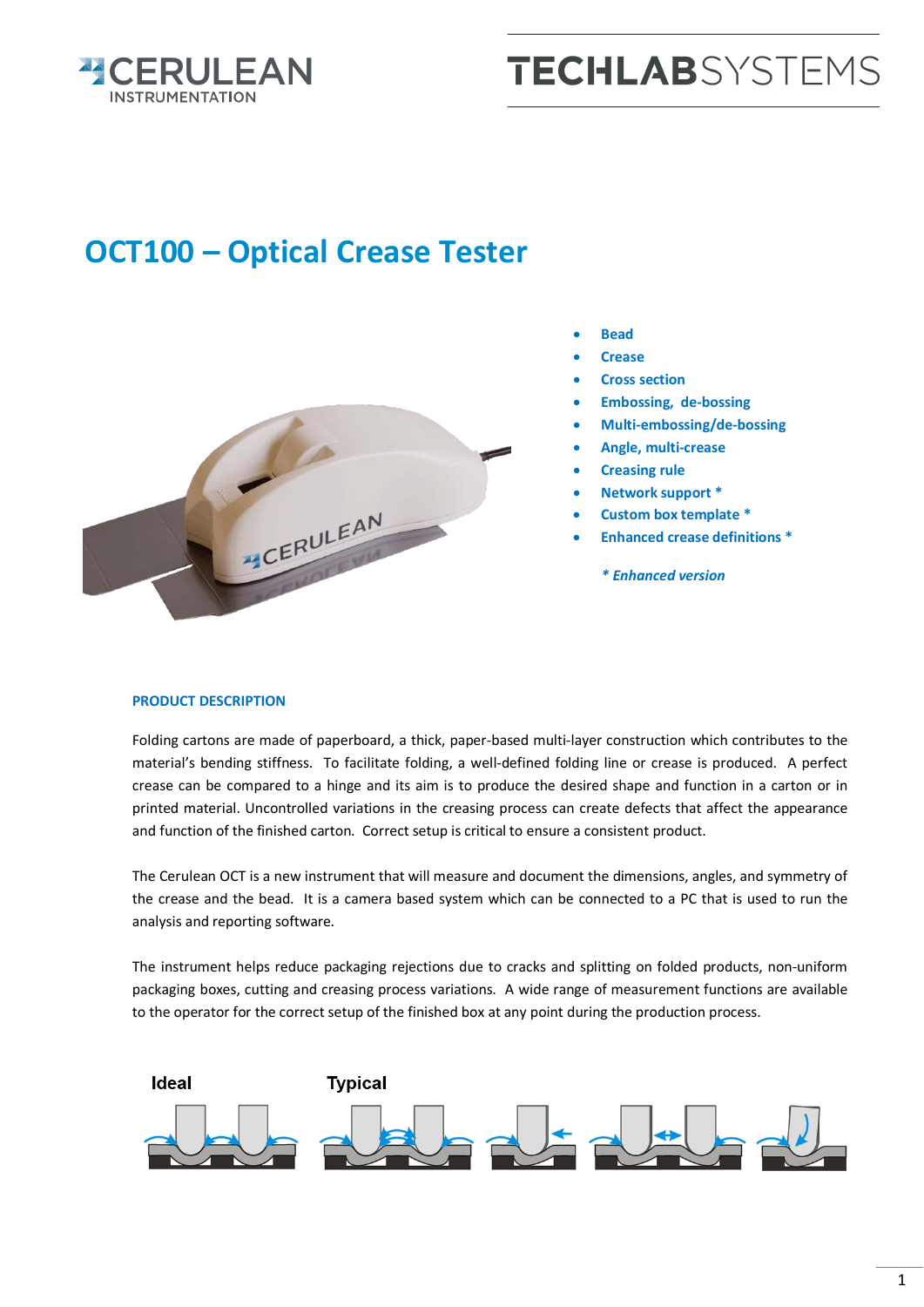CERULEAN INSTRUMENTATION

TECHLABSYSTEMS

# OCT100 – Optical Crease Tester

- **Bead**
- **Crease**
- **Cross section**
- **Embossing, de-bossing**
- **Multi-embossing/de-bossing**
- **Angle, multi-crease**
- **Creasing rule**
- **Network support ***
- **Custom box template ***
- **Enhanced crease definitions ***

***\* Enhanced version***

## PRODUCT DESCRIPTION

Folding cartons are made of paperboard, a thick, paper-based multi-layer construction which contributes to the material's bending stiffness. To facilitate folding, a well-defined folding line or crease is produced. A perfect crease can be compared to a hinge and its aim is to produce the desired shape and function in a carton or in printed material. Uncontrolled variations in the creasing process can create defects that affect the appearance and function of the finished carton. Correct setup is critical to ensure a consistent product.

The Cerulean OCT is a new instrument that will measure and document the dimensions, angles, and symmetry of the crease and the bead. It is a camera based system which can be connected to a PC that is used to run the analysis and reporting software.

The instrument helps reduce packaging rejections due to cracks and splitting on folded products, non-uniform packaging boxes, cutting and creasing process variations. A wide range of measurement functions are available to the operator for the correct setup of the finished box at any point during the production process.

Ideal Typical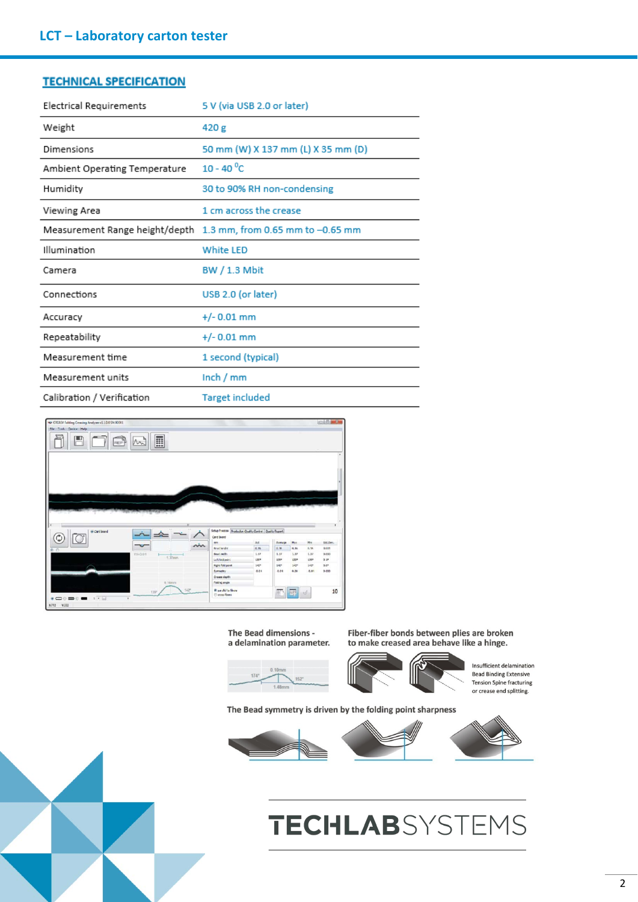## TECHNICAL SPECIFICATION

| | |
|---|---|
| Electrical Requirements | 5 V (via USB 2.0 or later) |
| Weight | 420 g |
| Dimensions | 50 mm (W) X 137 mm (L) X 35 mm (D) |
| Ambient Operating Temperature | 10 - 40 $^{0}$C |
| Humidity | 30 to 90% RH non-condensing |
| Viewing Area | 1 cm across the crease |
| Measurement Range height/depth | 1.3 mm, from 0.65 mm to –0.65 mm |
| Illumination | White LED |
| Camera | BW / 1.3 Mbit |
| Connections | USB 2.0 (or later) |
| Accuracy | +/- 0.01 mm |
| Repeatability | +/- 0.01 mm |
| Measurement time | 1 second (typical) |
| Measurement units | Inch / mm |
| Calibration / Verification | Target included |

**The Bead dimensions - a delamination parameter.**

0.10mm
174°
152°
1.48mm

**Fiber-fiber bonds between plies are broken to make creased area behave like a hinge.**

Insufficient delamination
Bead Binding Extensive
Tension Spine fracturing
or crease end splitting.

**The Bead symmetry is driven by the folding point sharpness**

TECHLABSYSTEMS